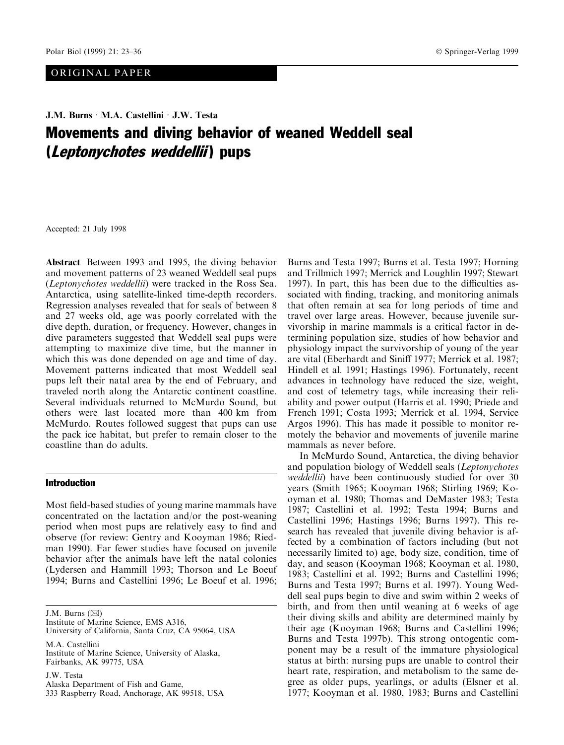ORIGINAL PAPER

J.M. Burns · M.A. Castellini · J.W. Testa

# Movements and diving behavior of weaned Weddell seal (*Leptonychotes weddellii*) pups

Accepted: 21 July 1998

**Abstract** Between 1993 and 1995, the diving behavior and movement patterns of 23 weaned Weddell seal pups (*Leptonychotes weddellii*) were tracked in the Ross Sea. Antarctica, using satellite-linked time-depth recorders. Regression analyses revealed that for seals of between 8 and 27 weeks old, age was poorly correlated with the dive depth, duration, or frequency. However, changes in dive parameters suggested that Weddell seal pups were attempting to maximize dive time, but the manner in which this was done depended on age and time of day. Movement patterns indicated that most Weddell seal pups left their natal area by the end of February, and traveled north along the Antarctic continent coastline. Several individuals returned to McMurdo Sound, but others were last located more than 400 km from McMurdo. Routes followed suggest that pups can use the pack ice habitat, but prefer to remain closer to the coastline than do adults.

## Introduction

Most field-based studies of young marine mammals have concentrated on the lactation and/or the post-weaning period when most pups are relatively easy to find and observe (for review: Gentry and Kooyman 1986; Riedman 1990). Far fewer studies have focused on juvenile behavior after the animals have left the natal colonies (Lydersen and Hammill 1993; Thorson and Le Boeuf 1994; Burns and Castellini 1996; Le Boeuf et al. 1996; Burns and Testa 1997; Burns et al. Testa 1997; Horning and Trillmich 1997; Merrick and Loughlin 1997; Stewart 1997). In part, this has been due to the difficulties associated with finding, tracking, and monitoring animals that often remain at sea for long periods of time and travel over large areas. However, because juvenile survivorship in marine mammals is a critical factor in determining population size, studies of how behavior and physiology impact the survivorship of young of the year are vital (Eberhardt and Siniff 1977; Merrick et al. 1987; Hindell et al. 1991; Hastings 1996). Fortunately, recent advances in technology have reduced the size, weight, and cost of telemetry tags, while increasing their reliability and power output (Harris et al. 1990; Priede and French 1991; Costa 1993; Merrick et al. 1994, Service Argos 1996). This has made it possible to monitor remotely the behavior and movements of juvenile marine mammals as never before.

In McMurdo Sound, Antarctica, the diving behavior and population biology of Weddell seals (*Leptonychotes weddellii*) have been continuously studied for over 30 years (Smith 1965; Kooyman 1968; Stirling 1969; Kooyman et al. 1980; Thomas and DeMaster 1983; Testa 1987; Castellini et al. 1992; Testa 1994; Burns and Castellini 1996; Hastings 1996; Burns 1997). This research has revealed that juvenile diving behavior is affected by a combination of factors including (but not necessarily limited to) age, body size, condition, time of day, and season (Kooyman 1968; Kooyman et al. 1980, 1983; Castellini et al. 1992; Burns and Castellini 1996; Burns and Testa 1997; Burns et al. 1997). Young Weddell seal pups begin to dive and swim within 2 weeks of birth, and from then until weaning at 6 weeks of age their diving skills and ability are determined mainly by their age (Kooyman 1968; Burns and Castellini 1996; Burns and Testa 1997b). This strong ontogentic component may be a result of the immature physiological status at birth: nursing pups are unable to control their heart rate, respiration, and metabolism to the same degree as older pups, yearlings, or adults (Elsner et al. 1977; Kooyman et al. 1980, 1983; Burns and Castellini

---

J.M. Burns (✉)
Institute of Marine Science, EMS A316,
University of California, Santa Cruz, CA 95064, USA

M.A. Castellini
Institute of Marine Science, University of Alaska,
Fairbanks, AK 99775, USA

J.W. Testa
Alaska Department of Fish and Game,
333 Raspberry Road, Anchorage, AK 99518, USA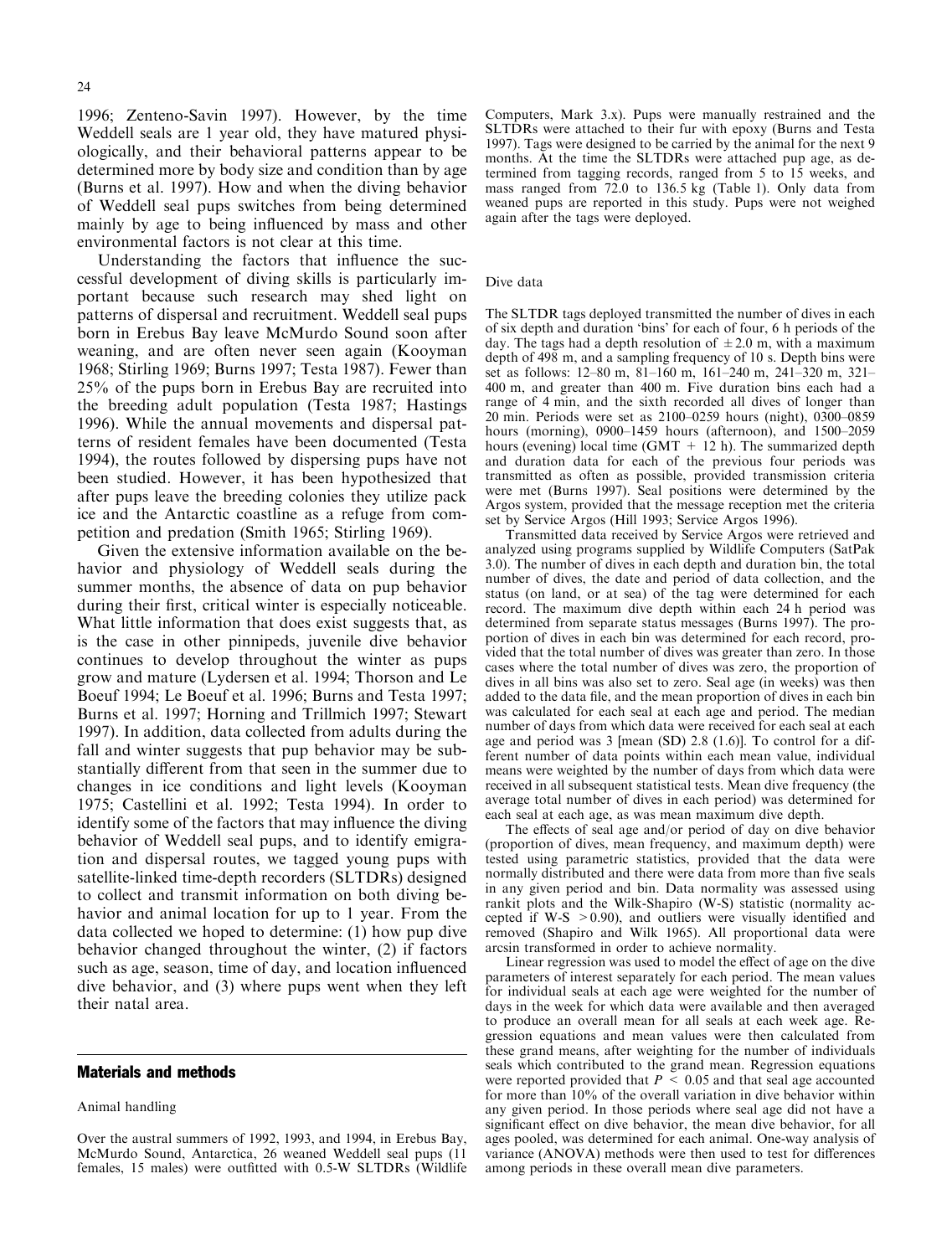1996; Zenteno-Savin 1997). However, by the time Weddell seals are 1 year old, they have matured physiologically, and their behavioral patterns appear to be determined more by body size and condition than by age (Burns et al. 1997). How and when the diving behavior of Weddell seal pups switches from being determined mainly by age to being influenced by mass and other environmental factors is not clear at this time.

Understanding the factors that influence the successful development of diving skills is particularly important because such research may shed light on patterns of dispersal and recruitment. Weddell seal pups born in Erebus Bay leave McMurdo Sound soon after weaning, and are often never seen again (Kooyman 1968; Stirling 1969; Burns 1997; Testa 1987). Fewer than 25% of the pups born in Erebus Bay are recruited into the breeding adult population (Testa 1987; Hastings 1996). While the annual movements and dispersal patterns of resident females have been documented (Testa 1994), the routes followed by dispersing pups have not been studied. However, it has been hypothesized that after pups leave the breeding colonies they utilize pack ice and the Antarctic coastline as a refuge from competition and predation (Smith 1965; Stirling 1969).

Given the extensive information available on the behavior and physiology of Weddell seals during the summer months, the absence of data on pup behavior during their first, critical winter is especially noticeable. What little information that does exist suggests that, as is the case in other pinnipeds, juvenile dive behavior continues to develop throughout the winter as pups grow and mature (Lydersen et al. 1994; Thorson and Le Boeuf 1994; Le Boeuf et al. 1996; Burns and Testa 1997; Burns et al. 1997; Horning and Trillmich 1997; Stewart 1997). In addition, data collected from adults during the fall and winter suggests that pup behavior may be substantially different from that seen in the summer due to changes in ice conditions and light levels (Kooyman 1975; Castellini et al. 1992; Testa 1994). In order to identify some of the factors that may influence the diving behavior of Weddell seal pups, and to identify emigration and dispersal routes, we tagged young pups with satellite-linked time-depth recorders (SLTDRs) designed to collect and transmit information on both diving behavior and animal location for up to 1 year. From the data collected we hoped to determine: (1) how pup dive behavior changed throughout the winter, (2) if factors such as age, season, time of day, and location influenced dive behavior, and (3) where pups went when they left their natal area.

## Materials and methods

### Animal handling

Over the austral summers of 1992, 1993, and 1994, in Erebus Bay, McMurdo Sound, Antarctica, 26 weaned Weddell seal pups (11 females, 15 males) were outfitted with 0.5-W SLTDRs (Wildlife Computers, Mark 3.x). Pups were manually restrained and the SLTDRs were attached to their fur with epoxy (Burns and Testa 1997). Tags were designed to be carried by the animal for the next 9 months. At the time the SLTDRs were attached pup age, as determined from tagging records, ranged from 5 to 15 weeks, and mass ranged from 72.0 to 136.5 kg (Table 1). Only data from weaned pups are reported in this study. Pups were not weighed again after the tags were deployed.

### Dive data

The SLTDR tags deployed transmitted the number of dives in each of six depth and duration 'bins' for each of four, 6 h periods of the day. The tags had a depth resolution of $\pm 2.0$ m, with a maximum depth of 498 m, and a sampling frequency of 10 s. Depth bins were set as follows: 12–80 m, 81–160 m, 161–240 m, 241–320 m, 321–400 m, and greater than 400 m. Five duration bins each had a range of 4 min, and the sixth recorded all dives of longer than 20 min. Periods were set as 2100–0259 hours (night), 0300–0859 hours (morning), 0900–1459 hours (afternoon), and 1500–2059 hours (evening) local time (GMT + 12 h). The summarized depth and duration data for each of the previous four periods was transmitted as often as possible, provided transmission criteria were met (Burns 1997). Seal positions were determined by the Argos system, provided that the message reception met the criteria set by Service Argos (Hill 1993; Service Argos 1996).

Transmitted data received by Service Argos were retrieved and analyzed using programs supplied by Wildlife Computers (SatPak 3.0). The number of dives in each depth and duration bin, the total number of dives, the date and period of data collection, and the status (on land, or at sea) of the tag were determined for each record. The maximum dive depth within each 24 h period was determined from separate status messages (Burns 1997). The proportion of dives in each bin was determined for each record, provided that the total number of dives was greater than zero. In those cases where the total number of dives was zero, the proportion of dives in all bins was also set to zero. Seal age (in weeks) was then added to the data file, and the mean proportion of dives in each bin was calculated for each seal at each age and period. The median number of days from which data were received for each seal at each age and period was 3 [mean (SD) 2.8 (1.6)]. To control for a different number of data points within each mean value, individual means were weighted by the number of days from which data were received in all subsequent statistical tests. Mean dive frequency (the average total number of dives in each period) was determined for each seal at each age, as was mean maximum dive depth.

The effects of seal age and/or period of day on dive behavior (proportion of dives, mean frequency, and maximum depth) were tested using parametric statistics, provided that the data were normally distributed and there were data from more than five seals in any given period and bin. Data normality was assessed using rankit plots and the Wilk-Shapiro (W-S) statistic (normality accepted if W-S $> 0.90$), and outliers were visually identified and removed (Shapiro and Wilk 1965). All proportional data were arcsin transformed in order to achieve normality.

Linear regression was used to model the effect of age on the dive parameters of interest separately for each period. The mean values for individual seals at each age were weighted for the number of days in the week for which data were available and then averaged to produce an overall mean for all seals at each week age. Regression equations and mean values were then calculated from these grand means, after weighting for the number of individuals seals which contributed to the grand mean. Regression equations were reported provided that $P < 0.05$ and that seal age accounted for more than 10% of the overall variation in dive behavior within any given period. In those periods where seal age did not have a significant effect on dive behavior, the mean dive behavior, for all ages pooled, was determined for each animal. One-way analysis of variance (ANOVA) methods were then used to test for differences among periods in these overall mean dive parameters.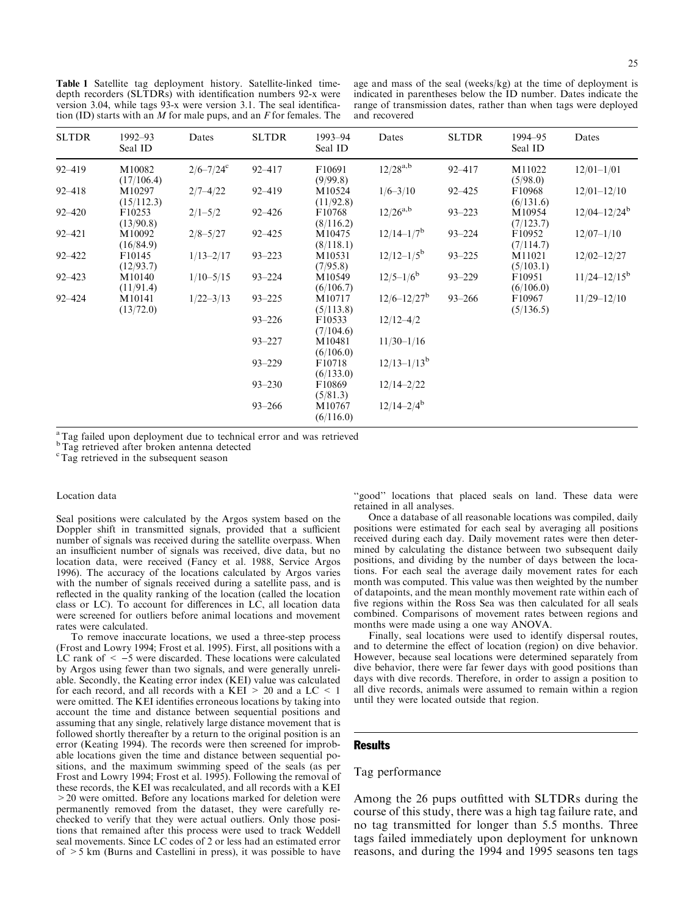**Table 1** Satellite tag deployment history. Satellite-linked time-depth recorders (SLTDRs) with identification numbers 92-x were version 3.04, while tags 93-x were version 3.1. The seal identification (ID) starts with an *M* for male pups, and an *F* for females. The age and mass of the seal (weeks/kg) at the time of deployment is indicated in parentheses below the ID number. Dates indicate the range of transmission dates, rather than when tags were deployed and recovered

| SLTDR | 1992–93 Seal ID | Dates | SLTDR | 1993–94 Seal ID | Dates | SLTDR | 1994–95 Seal ID | Dates |
|---|---|---|---|---|---|---|---|---|
| 92–419 | M10082 (17/106.4) | 2/6–7/24[c] | 92–417 | F10691 (9/99.8) | 12/28[a,b] | 92–417 | M11022 (5/98.0) | 12/01–1/01 |
| 92–418 | M10297 (15/112.3) | 2/7–4/22 | 92–419 | M10524 (11/92.8) | 1/6–3/10 | 92–425 | F10968 (6/131.6) | 12/01–12/10 |
| 92–420 | F10253 (13/90.8) | 2/1–5/2 | 92–426 | F10768 (8/116.2) | 12/26[a,b] | 93–223 | M10954 (7/123.7) | 12/04–12/24[b] |
| 92–421 | M10092 (16/84.9) | 2/8–5/27 | 92–425 | M10475 (8/118.1) | 12/14–1/7[b] | 93–224 | F10952 (7/114.7) | 12/07–1/10 |
| 92–422 | F10145 (12/93.7) | 1/13–2/17 | 93–223 | M10531 (7/95.8) | 12/12–1/5[b] | 93–225 | M11021 (5/103.1) | 12/02–12/27 |
| 92–423 | M10140 (11/91.4) | 1/10–5/15 | 93–224 | M10549 (6/106.7) | 12/5–1/6[b] | 93–229 | F10951 (6/106.0) | 11/24–12/15[b] |
| 92–424 | M10141 (13/72.0) | 1/22–3/13 | 93–225 | M10717 (5/113.8) | 12/6–12/27[b] | 93–266 | F10967 (5/136.5) | 11/29–12/10 |
| | | | 93–226 | F10533 (7/104.6) | 12/12–4/2 | | | |
| | | | 93–227 | M10481 (6/106.0) | 11/30–1/16 | | | |
| | | | 93–229 | F10718 (6/133.0) | 12/13–1/13[b] | | | |
| | | | 93–230 | F10869 (5/81.3) | 12/14–2/22 | | | |
| | | | 93–266 | M10767 (6/116.0) | 12/14–2/4[b] | | | |

[a] Tag failed upon deployment due to technical error and was retrieved
[b] Tag retrieved after broken antenna detected
[c] Tag retrieved in the subsequent season

### Location data

Seal positions were calculated by the Argos system based on the Doppler shift in transmitted signals, provided that a sufficient number of signals was received during the satellite overpass. When an insufficient number of signals was received, dive data, but no location data, were received (Fancy et al. 1988, Service Argos 1996). The accuracy of the locations calculated by Argos varies with the number of signals received during a satellite pass, and is reflected in the quality ranking of the location (called the location class or LC). To account for differences in LC, all location data were screened for outliers before animal locations and movement rates were calculated.

To remove inaccurate locations, we used a three-step process (Frost and Lowry 1994; Frost et al. 1995). First, all positions with a LC rank of $< -5$ were discarded. These locations were calculated by Argos using fewer than two signals, and were generally unreliable. Secondly, the Keating error index (KEI) value was calculated for each record, and all records with a KEI $> 20$ and a LC $< 1$ were omitted. The KEI identifies erroneous locations by taking into account the time and distance between sequential positions and assuming that any single, relatively large distance movement that is followed shortly thereafter by a return to the original position is an error (Keating 1994). The records were then screened for improbable locations given the time and distance between sequential positions, and the maximum swimming speed of the seals (as per Frost and Lowry 1994; Frost et al. 1995). Following the removal of these records, the KEI was recalculated, and all records with a KEI $>20$ were omitted. Before any locations marked for deletion were permanently removed from the dataset, they were carefully re-checked to verify that they were actual outliers. Only those positions that remained after this process were used to track Weddell seal movements. Since LC codes of 2 or less had an estimated error of $>5$ km (Burns and Castellini in press), it was possible to have "good" locations that placed seals on land. These data were retained in all analyses.

Once a database of all reasonable locations was compiled, daily positions were estimated for each seal by averaging all positions received during each day. Daily movement rates were then determined by calculating the distance between two subsequent daily positions, and dividing by the number of days between the locations. For each seal the average daily movement rates for each month was computed. This value was then weighted by the number of datapoints, and the mean monthly movement rate within each of five regions within the Ross Sea was then calculated for all seals combined. Comparisons of movement rates between regions and months were made using a one way ANOVA.

Finally, seal locations were used to identify dispersal routes, and to determine the effect of location (region) on dive behavior. However, because seal locations were determined separately from dive behavior, there were far fewer days with good positions than days with dive records. Therefore, in order to assign a position to all dive records, animals were assumed to remain within a region until they were located outside that region.

## Results

### Tag performance

Among the 26 pups outfitted with SLTDRs during the course of this study, there was a high tag failure rate, and no tag transmitted for longer than 5.5 months. Three tags failed immediately upon deployment for unknown reasons, and during the 1994 and 1995 seasons ten tags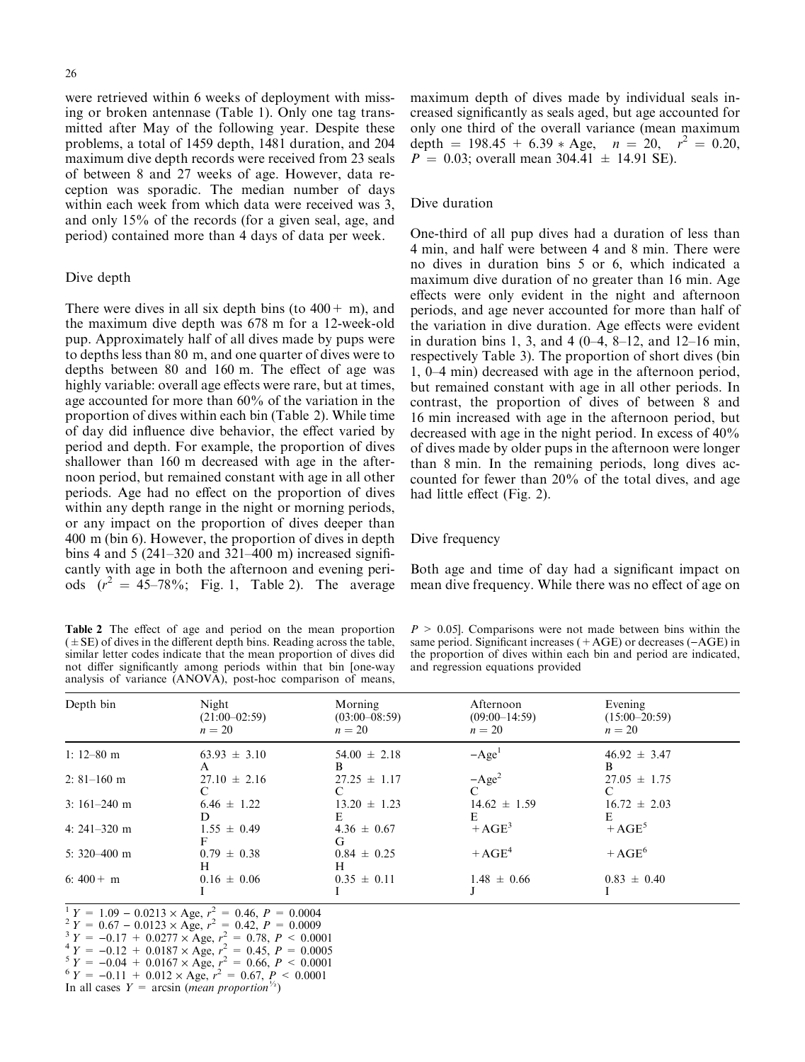were retrieved within 6 weeks of deployment with missing or broken antennase (Table 1). Only one tag transmitted after May of the following year. Despite these problems, a total of 1459 depth, 1481 duration, and 204 maximum dive depth records were received from 23 seals of between 8 and 27 weeks of age. However, data reception was sporadic. The median number of days within each week from which data were received was 3, and only 15% of the records (for a given seal, age, and period) contained more than 4 days of data per week.

## Dive depth

There were dives in all six depth bins (to 400+ m), and the maximum dive depth was 678 m for a 12-week-old pup. Approximately half of all dives made by pups were to depths less than 80 m, and one quarter of dives were to depths between 80 and 160 m. The effect of age was highly variable: overall age effects were rare, but at times, age accounted for more than 60% of the variation in the proportion of dives within each bin (Table 2). While time of day did influence dive behavior, the effect varied by period and depth. For example, the proportion of dives shallower than 160 m decreased with age in the afternoon period, but remained constant with age in all other periods. Age had no effect on the proportion of dives within any depth range in the night or morning periods, or any impact on the proportion of dives deeper than 400 m (bin 6). However, the proportion of dives in depth bins 4 and 5 (241–320 and 321–400 m) increased significantly with age in both the afternoon and evening periods ($r^2$ = 45–78%; Fig. 1, Table 2). The average maximum depth of dives made by individual seals increased significantly as seals aged, but age accounted for only one third of the overall variance (mean maximum depth = 198.45 + 6.39 * Age, $n = 20$, $r^2 = 0.20$, $P = 0.03$; overall mean 304.41 ± 14.91 SE).

## Dive duration

One-third of all pup dives had a duration of less than 4 min, and half were between 4 and 8 min. There were no dives in duration bins 5 or 6, which indicated a maximum dive duration of no greater than 16 min. Age effects were only evident in the night and afternoon periods, and age never accounted for more than half of the variation in dive duration. Age effects were evident in duration bins 1, 3, and 4 (0–4, 8–12, and 12–16 min, respectively Table 3). The proportion of short dives (bin 1, 0–4 min) decreased with age in the afternoon period, but remained constant with age in all other periods. In contrast, the proportion of dives of between 8 and 16 min increased with age in the afternoon period, but decreased with age in the night period. In excess of 40% of dives made by older pups in the afternoon were longer than 8 min. In the remaining periods, long dives accounted for fewer than 20% of the total dives, and age had little effect (Fig. 2).

## Dive frequency

Both age and time of day had a significant impact on mean dive frequency. While there was no effect of age on

**Table 2** The effect of age and period on the mean proportion (±SE) of dives in the different depth bins. Reading across the table, similar letter codes indicate that the mean proportion of dives did not differ significantly among periods within that bin [one-way analysis of variance (ANOVA), post-hoc comparison of means, $P > 0.05$]. Comparisons were not made between bins within the same period. Significant increases (+AGE) or decreases (−AGE) in the proportion of dives within each bin and period are indicated, and regression equations provided

| Depth bin | Night (21:00–02:59) $n = 20$ | Morning (03:00–08:59) $n = 20$ | Afternoon (09:00–14:59) $n = 20$ | Evening (15:00–20:59) $n = 20$ |
|---|---|---|---|---|
| 1: 12–80 m | 63.93 ± 3.10 A | 54.00 ± 2.18 B | −Age[1] | 46.92 ± 3.47 B |
| 2: 81–160 m | 27.10 ± 2.16 C | 27.25 ± 1.17 C | −Age[2] C | 27.05 ± 1.75 C |
| 3: 161–240 m | 6.46 ± 1.22 D | 13.20 ± 1.23 E | 14.62 ± 1.59 E | 16.72 ± 2.03 E |
| 4: 241–320 m | 1.55 ± 0.49 F | 4.36 ± 0.67 G | +AGE[3] | +AGE[5] |
| 5: 320–400 m | 0.79 ± 0.38 H | 0.84 ± 0.25 H | +AGE[4] | +AGE[6] |
| 6: 400+ m | 0.16 ± 0.06 I | 0.35 ± 0.11 I | 1.48 ± 0.66 J | 0.83 ± 0.40 I |

[1] $Y = 1.09 - 0.0213 \times \text{Age}$, $r^2 = 0.46$, $P = 0.0004$
[2] $Y = 0.67 - 0.0123 \times \text{Age}$, $r^2 = 0.42$, $P = 0.0009$
[3] $Y = -0.17 + 0.0277 \times \text{Age}$, $r^2 = 0.78$, $P < 0.0001$
[4] $Y = -0.12 + 0.0187 \times \text{Age}$, $r^2 = 0.45$, $P = 0.0005$
[5] $Y = -0.04 + 0.0167 \times \text{Age}$, $r^2 = 0.66$, $P < 0.0001$
[6] $Y = -0.11 + 0.012 \times \text{Age}$, $r^2 = 0.67$, $P < 0.0001$
In all cases $Y = \arcsin(\textit{mean proportion}^{1/2})$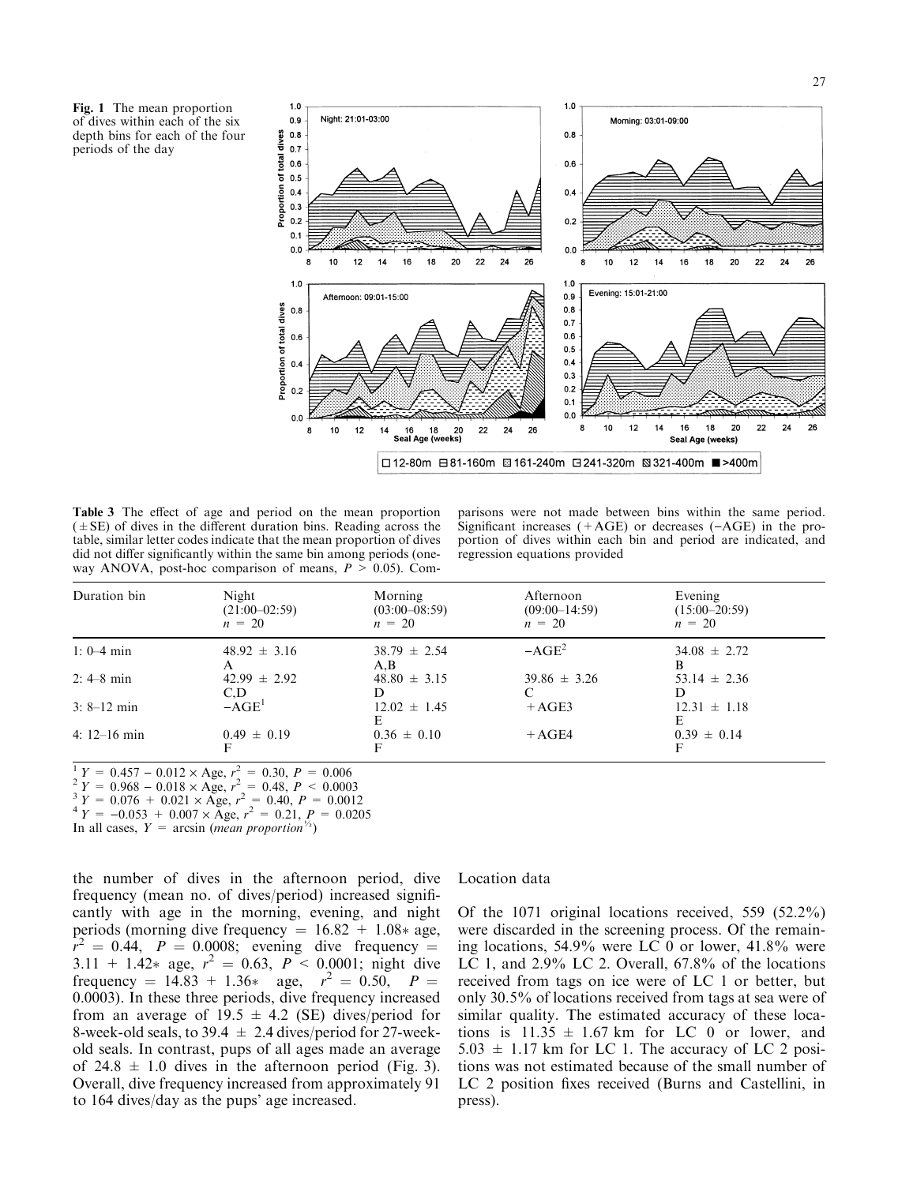**Fig. 1** The mean proportion of dives within each of the six depth bins for each of the four periods of the day

**Table 3** The effect of age and period on the mean proportion (±SE) of dives in the different duration bins. Reading across the table, similar letter codes indicate that the mean proportion of dives did not differ significantly within the same bin among periods (one-way ANOVA, post-hoc comparison of means, $P > 0.05$). Comparisons were not made between bins within the same period. Significant increases (+AGE) or decreases (−AGE) in the proportion of dives within each bin and period are indicated, and regression equations provided

| Duration bin | Night (21:00–02:59) $n = 20$ | Morning (03:00–08:59) $n = 20$ | Afternoon (09:00–14:59) $n = 20$ | Evening (15:00–20:59) $n = 20$ |
|---|---|---|---|---|
| 1: 0–4 min | 48.92 ± 3.16 A | 38.79 ± 2.54 A,B | −AGE[2] | 34.08 ± 2.72 B |
| 2: 4–8 min | 42.99 ± 2.92 C,D | 48.80 ± 3.15 D | 39.86 ± 3.26 C | 53.14 ± 2.36 D |
| 3: 8–12 min | −AGE[1] | 12.02 ± 1.45 E | +AGE3 | 12.31 ± 1.18 E |
| 4: 12–16 min | 0.49 ± 0.19 F | 0.36 ± 0.10 F | +AGE4 | 0.39 ± 0.14 F |

[1] $Y = 0.457 - 0.012 \times \text{Age}$, $r^2 = 0.30$, $P = 0.006$
[2] $Y = 0.968 - 0.018 \times \text{Age}$, $r^2 = 0.48$, $P < 0.0003$
[3] $Y = 0.076 + 0.021 \times \text{Age}$, $r^2 = 0.40$, $P = 0.0012$
[4] $Y = -0.053 + 0.007 \times \text{Age}$, $r^2 = 0.21$, $P = 0.0205$
In all cases, $Y = \arcsin(\textit{mean proportion}^{1/2})$

the number of dives in the afternoon period, dive frequency (mean no. of dives/period) increased significantly with age in the morning, evening, and night periods (morning dive frequency $= 16.82 + 1.08 * \text{age}$, $r^2 = 0.44$, $P = 0.0008$; evening dive frequency $= 3.11 + 1.42 * \text{age}$, $r^2 = 0.63$, $P < 0.0001$; night dive frequency $= 14.83 + 1.36 * \text{age}$, $r^2 = 0.50$, $P = 0.0003$). In these three periods, dive frequency increased from an average of 19.5 ± 4.2 (SE) dives/period for 8-week-old seals, to 39.4 ± 2.4 dives/period for 27-week-old seals. In contrast, pups of all ages made an average of 24.8 ± 1.0 dives in the afternoon period (Fig. 3). Overall, dive frequency increased from approximately 91 to 164 dives/day as the pups' age increased.

## Location data

Of the 1071 original locations received, 559 (52.2%) were discarded in the screening process. Of the remaining locations, 54.9% were LC 0 or lower, 41.8% were LC 1, and 2.9% LC 2. Overall, 67.8% of the locations received from tags on ice were of LC 1 or better, but only 30.5% of locations received from tags at sea were of similar quality. The estimated accuracy of these locations is 11.35 ± 1.67 km for LC 0 or lower, and 5.03 ± 1.17 km for LC 1. The accuracy of LC 2 positions was not estimated because of the small number of LC 2 position fixes received (Burns and Castellini, in press).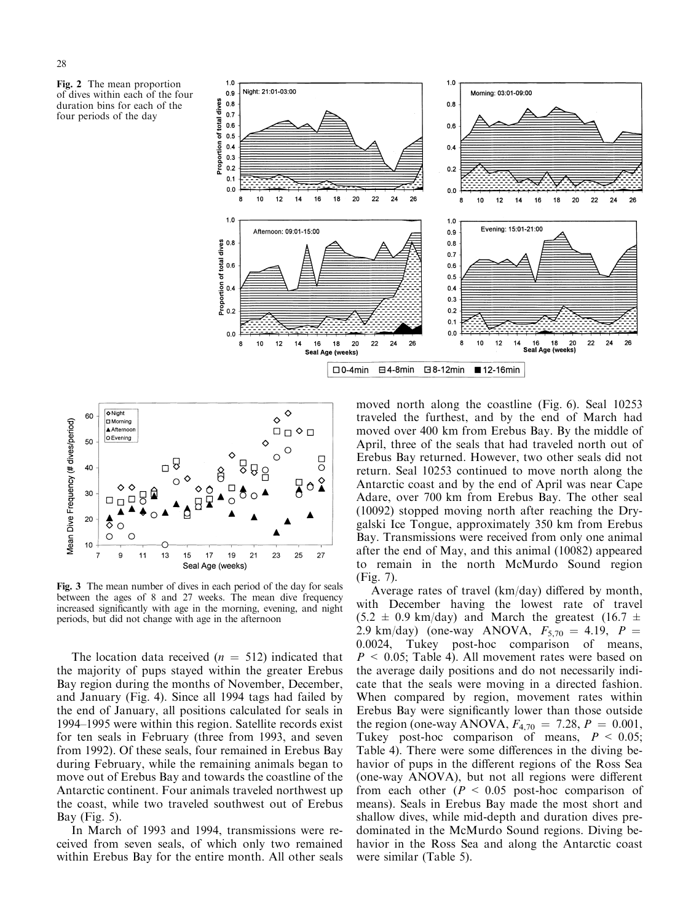**Fig. 2** The mean proportion of dives within each of the four duration bins for each of the four periods of the day

**Fig. 3** The mean number of dives in each period of the day for seals between the ages of 8 and 27 weeks. The mean dive frequency increased significantly with age in the morning, evening, and night periods, but did not change with age in the afternoon

The location data received ($n = 512$) indicated that the majority of pups stayed within the greater Erebus Bay region during the months of November, December, and January (Fig. 4). Since all 1994 tags had failed by the end of January, all positions calculated for seals in 1994–1995 were within this region. Satellite records exist for ten seals in February (three from 1993, and seven from 1992). Of these seals, four remained in Erebus Bay during February, while the remaining animals began to move out of Erebus Bay and towards the coastline of the Antarctic continent. Four animals traveled northwest up the coast, while two traveled southwest out of Erebus Bay (Fig. 5).

In March of 1993 and 1994, transmissions were received from seven seals, of which only two remained within Erebus Bay for the entire month. All other seals moved north along the coastline (Fig. 6). Seal 10253 traveled the furthest, and by the end of March had moved over 400 km from Erebus Bay. By the middle of April, three of the seals that had traveled north out of Erebus Bay returned. However, two other seals did not return. Seal 10253 continued to move north along the Antarctic coast and by the end of April was near Cape Adare, over 700 km from Erebus Bay. The other seal (10092) stopped moving north after reaching the Drygalski Ice Tongue, approximately 350 km from Erebus Bay. Transmissions were received from only one animal after the end of May, and this animal (10082) appeared to remain in the north McMurdo Sound region (Fig. 7).

Average rates of travel (km/day) differed by month, with December having the lowest rate of travel ($5.2 \pm 0.9$ km/day) and March the greatest ($16.7 \pm 2.9$ km/day) (one-way ANOVA, $F_{5,70} = 4.19$, $P = 0.0024$, Tukey post-hoc comparison of means, $P < 0.05$; Table 4). All movement rates were based on the average daily positions and do not necessarily indicate that the seals were moving in a directed fashion. When compared by region, movement rates within Erebus Bay were significantly lower than those outside the region (one-way ANOVA, $F_{4,70} = 7.28$, $P = 0.001$, Tukey post-hoc comparison of means, $P < 0.05$; Table 4). There were some differences in the diving behavior of pups in the different regions of the Ross Sea (one-way ANOVA), but not all regions were different from each other ($P < 0.05$ post-hoc comparison of means). Seals in Erebus Bay made the most short and shallow dives, while mid-depth and duration dives predominated in the McMurdo Sound regions. Diving behavior in the Ross Sea and along the Antarctic coast were similar (Table 5).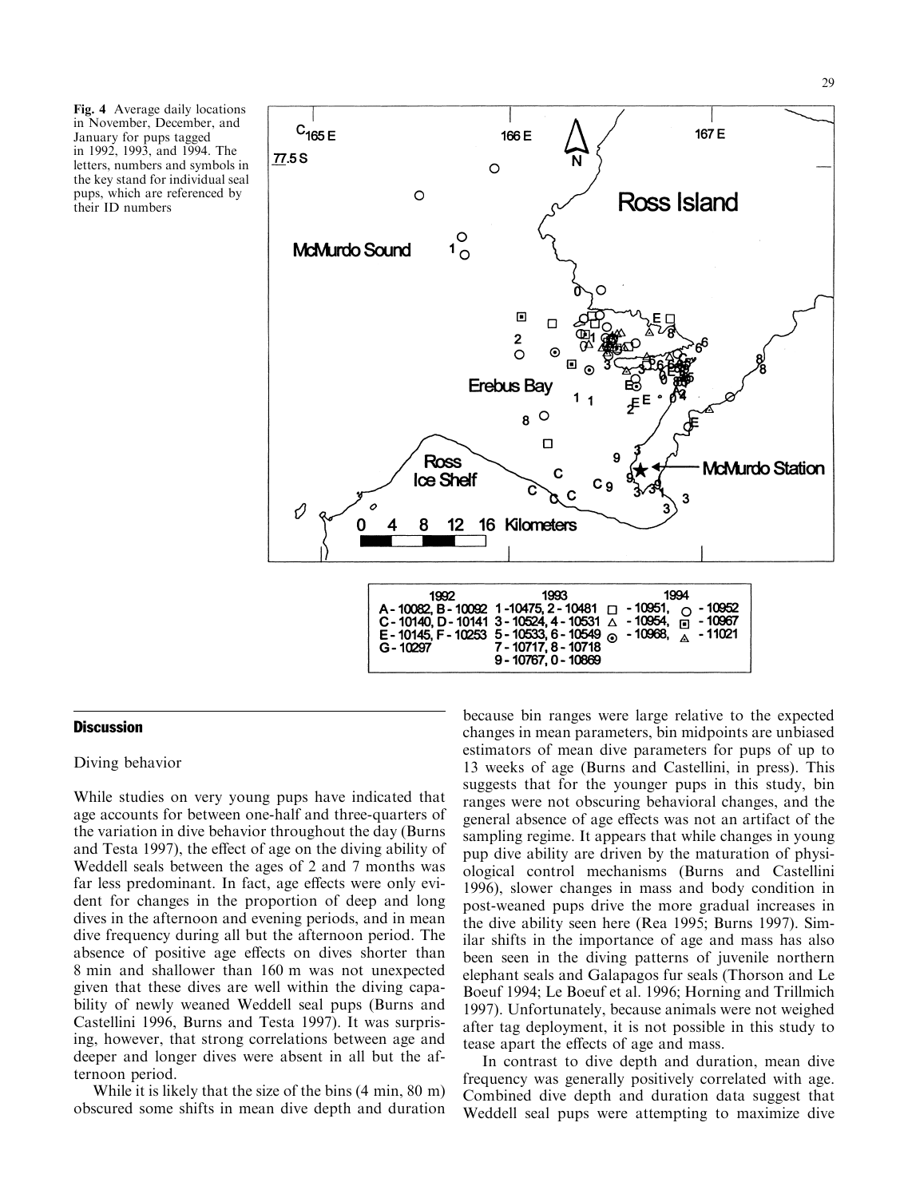**Fig. 4** Average daily locations in November, December, and January for pups tagged in 1992, 1993, and 1994. The letters, numbers and symbols in the key stand for individual seal pups, which are referenced by their ID numbers

## Discussion

### Diving behavior

While studies on very young pups have indicated that age accounts for between one-half and three-quarters of the variation in dive behavior throughout the day (Burns and Testa 1997), the effect of age on the diving ability of Weddell seals between the ages of 2 and 7 months was far less predominant. In fact, age effects were only evident for changes in the proportion of deep and long dives in the afternoon and evening periods, and in mean dive frequency during all but the afternoon period. The absence of positive age effects on dives shorter than 8 min and shallower than 160 m was not unexpected given that these dives are well within the diving capability of newly weaned Weddell seal pups (Burns and Castellini 1996, Burns and Testa 1997). It was surprising, however, that strong correlations between age and deeper and longer dives were absent in all but the afternoon period.

While it is likely that the size of the bins (4 min, 80 m) obscured some shifts in mean dive depth and duration because bin ranges were large relative to the expected changes in mean parameters, bin midpoints are unbiased estimators of mean dive parameters for pups of up to 13 weeks of age (Burns and Castellini, in press). This suggests that for the younger pups in this study, bin ranges were not obscuring behavioral changes, and the general absence of age effects was not an artifact of the sampling regime. It appears that while changes in young pup dive ability are driven by the maturation of physiological control mechanisms (Burns and Castellini 1996), slower changes in mass and body condition in post-weaned pups drive the more gradual increases in the dive ability seen here (Rea 1995; Burns 1997). Similar shifts in the importance of age and mass has also been seen in the diving patterns of juvenile northern elephant seals and Galapagos fur seals (Thorson and Le Boeuf 1994; Le Boeuf et al. 1996; Horning and Trillmich 1997). Unfortunately, because animals were not weighed after tag deployment, it is not possible in this study to tease apart the effects of age and mass.

In contrast to dive depth and duration, mean dive frequency was generally positively correlated with age. Combined dive depth and duration data suggest that Weddell seal pups were attempting to maximize dive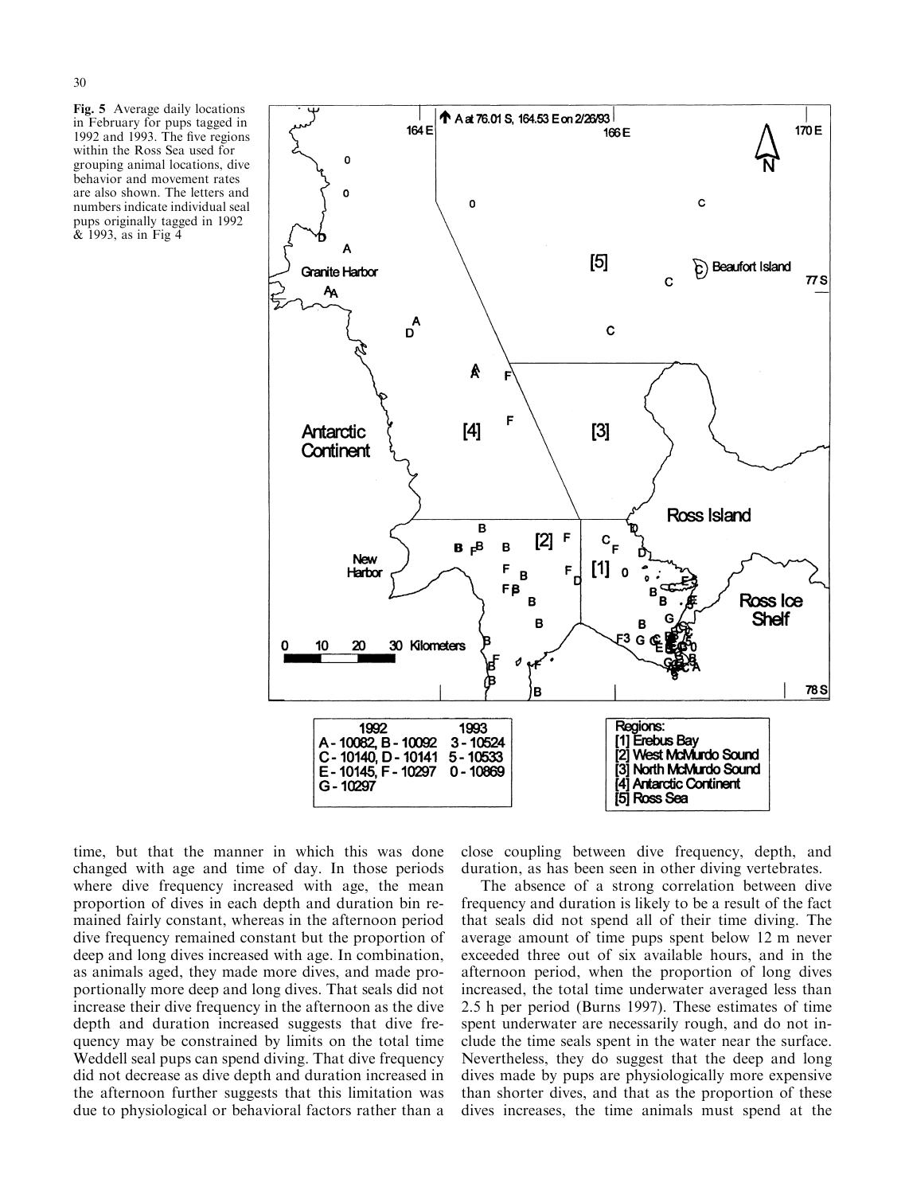**Fig. 5** Average daily locations in February for pups tagged in 1992 and 1993. The five regions within the Ross Sea used for grouping animal locations, dive behavior and movement rates are also shown. The letters and numbers indicate individual seal pups originally tagged in 1992 & 1993, as in Fig 4

time, but that the manner in which this was done changed with age and time of day. In those periods where dive frequency increased with age, the mean proportion of dives in each depth and duration bin remained fairly constant, whereas in the afternoon period dive frequency remained constant but the proportion of deep and long dives increased with age. In combination, as animals aged, they made more dives, and made proportionally more deep and long dives. That seals did not increase their dive frequency in the afternoon as the dive depth and duration increased suggests that dive frequency may be constrained by limits on the total time Weddell seal pups can spend diving. That dive frequency did not decrease as dive depth and duration increased in the afternoon further suggests that this limitation was due to physiological or behavioral factors rather than a close coupling between dive frequency, depth, and duration, as has been seen in other diving vertebrates.

The absence of a strong correlation between dive frequency and duration is likely to be a result of the fact that seals did not spend all of their time diving. The average amount of time pups spent below 12 m never exceeded three out of six available hours, and in the afternoon period, when the proportion of long dives increased, the total time underwater averaged less than 2.5 h per period (Burns 1997). These estimates of time spent underwater are necessarily rough, and do not include the time seals spent in the water near the surface. Nevertheless, they do suggest that the deep and long dives made by pups are physiologically more expensive than shorter dives, and that as the proportion of these dives increases, the time animals must spend at the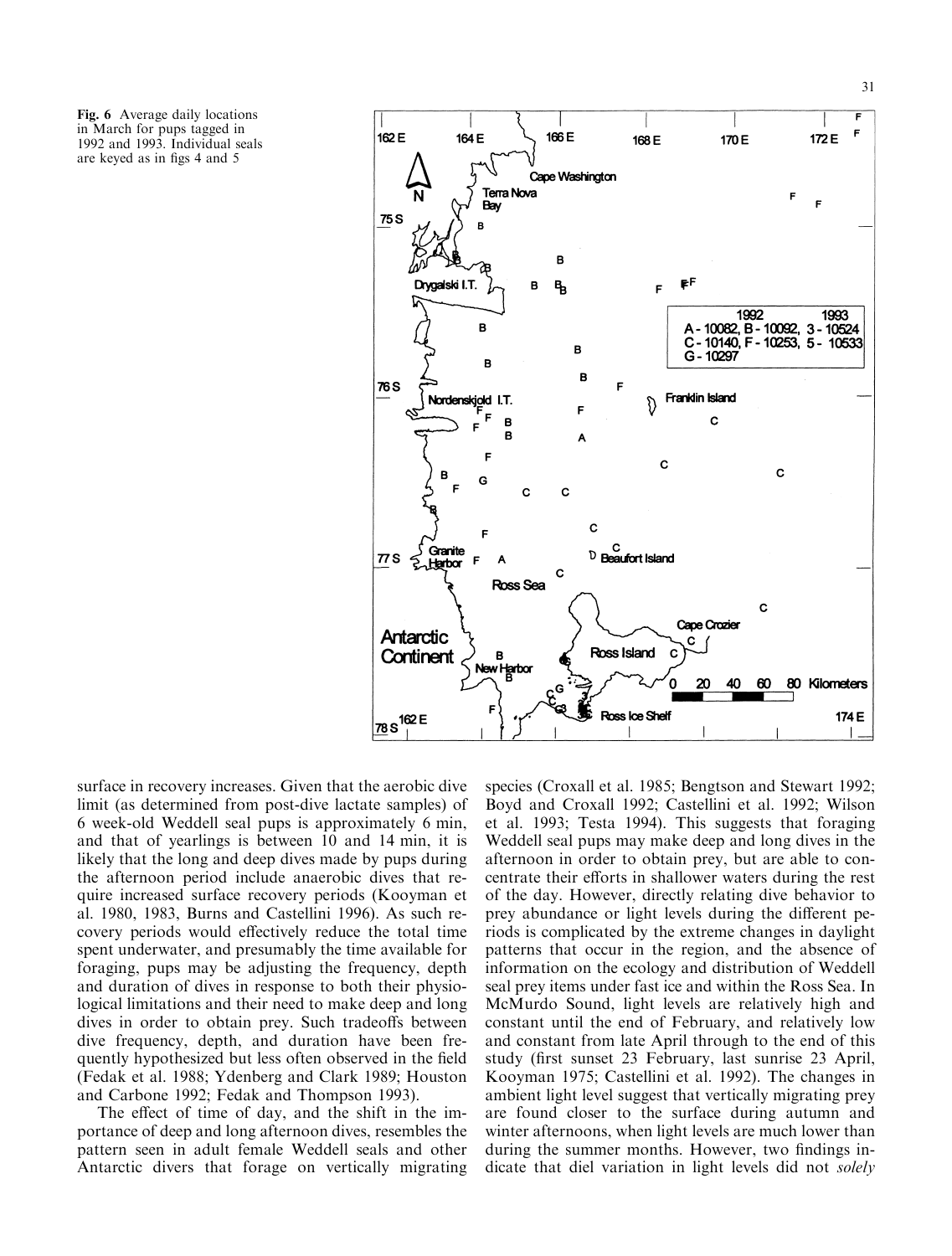**Fig. 6** Average daily locations in March for pups tagged in 1992 and 1993. Individual seals are keyed as in figs 4 and 5

surface in recovery increases. Given that the aerobic dive limit (as determined from post-dive lactate samples) of 6 week-old Weddell seal pups is approximately 6 min, and that of yearlings is between 10 and 14 min, it is likely that the long and deep dives made by pups during the afternoon period include anaerobic dives that require increased surface recovery periods (Kooyman et al. 1980, 1983, Burns and Castellini 1996). As such recovery periods would effectively reduce the total time spent underwater, and presumably the time available for foraging, pups may be adjusting the frequency, depth and duration of dives in response to both their physiological limitations and their need to make deep and long dives in order to obtain prey. Such tradeoffs between dive frequency, depth, and duration have been frequently hypothesized but less often observed in the field (Fedak et al. 1988; Ydenberg and Clark 1989; Houston and Carbone 1992; Fedak and Thompson 1993).

The effect of time of day, and the shift in the importance of deep and long afternoon dives, resembles the pattern seen in adult female Weddell seals and other Antarctic divers that forage on vertically migrating species (Croxall et al. 1985; Bengtson and Stewart 1992; Boyd and Croxall 1992; Castellini et al. 1992; Wilson et al. 1993; Testa 1994). This suggests that foraging Weddell seal pups may make deep and long dives in the afternoon in order to obtain prey, but are able to concentrate their efforts in shallower waters during the rest of the day. However, directly relating dive behavior to prey abundance or light levels during the different periods is complicated by the extreme changes in daylight patterns that occur in the region, and the absence of information on the ecology and distribution of Weddell seal prey items under fast ice and within the Ross Sea. In McMurdo Sound, light levels are relatively high and constant until the end of February, and relatively low and constant from late April through to the end of this study (first sunset 23 February, last sunrise 23 April, Kooyman 1975; Castellini et al. 1992). The changes in ambient light level suggest that vertically migrating prey are found closer to the surface during autumn and winter afternoons, when light levels are much lower than during the summer months. However, two findings indicate that diel variation in light levels did not *solely*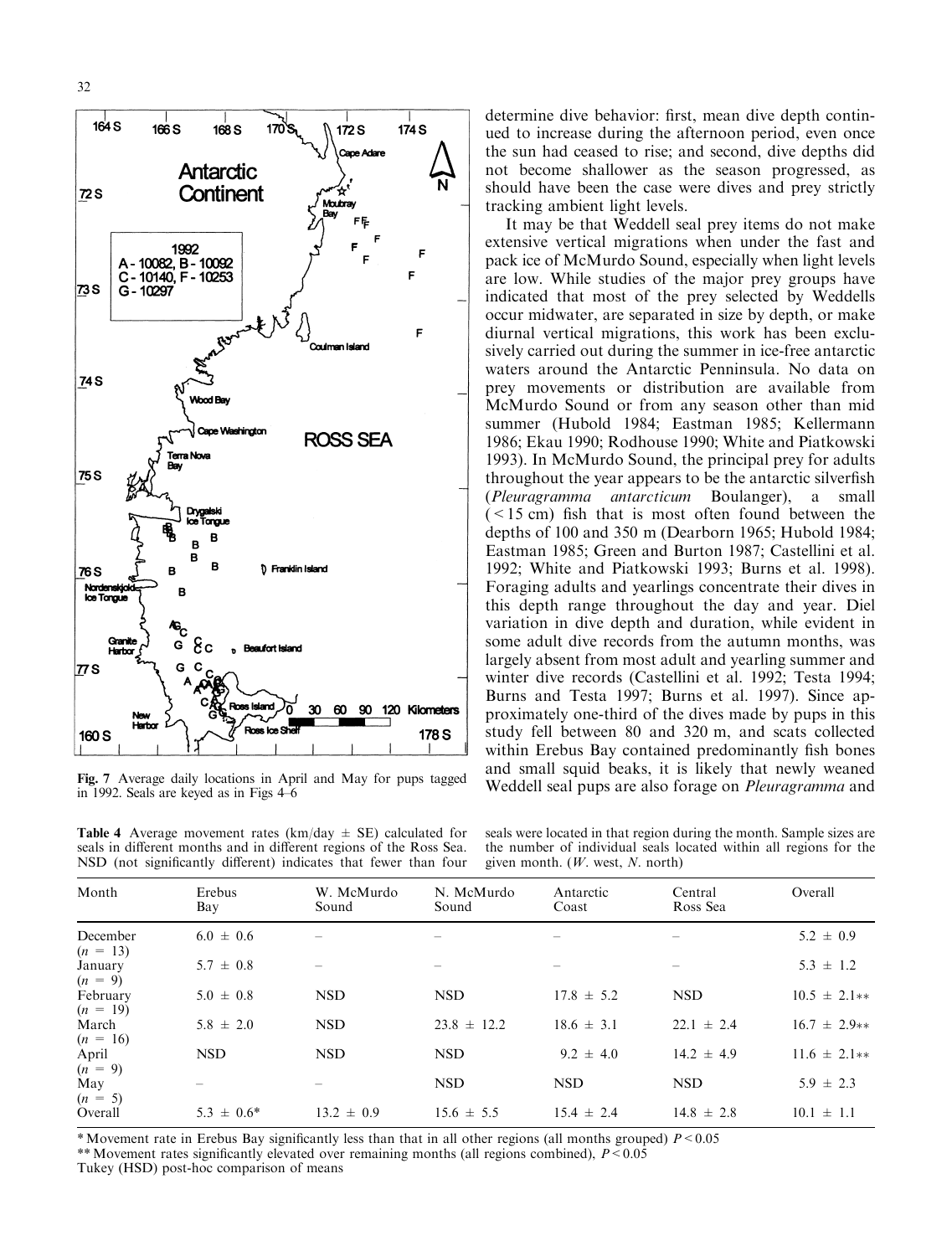Fig. 7 Average daily locations in April and May for pups tagged in 1992. Seals are keyed as in Figs 4–6

determine dive behavior: first, mean dive depth continued to increase during the afternoon period, even once the sun had ceased to rise; and second, dive depths did not become shallower as the season progressed, as should have been the case were dives and prey strictly tracking ambient light levels.

It may be that Weddell seal prey items do not make extensive vertical migrations when under the fast and pack ice of McMurdo Sound, especially when light levels are low. While studies of the major prey groups have indicated that most of the prey selected by Weddells occur midwater, are separated in size by depth, or make diurnal vertical migrations, this work has been exclusively carried out during the summer in ice-free antarctic waters around the Antarctic Pennisula. No data on prey movements or distribution are available from McMurdo Sound or from any season other than mid summer (Hubold 1984; Eastman 1985; Kellermann 1986; Ekau 1990; Rodhouse 1990; White and Piatkowski 1993). In McMurdo Sound, the principal prey for adults throughout the year appears to be the antarctic silverfish (*Pleuragramma antarcticum* Boulanger), a small (< 15 cm) fish that is most often found between the depths of 100 and 350 m (Dearborn 1965; Hubold 1984; Eastman 1985; Green and Burton 1987; Castellini et al. 1992; White and Piatkowski 1993; Burns et al. 1998). Foraging adults and yearlings concentrate their dives in this depth range throughout the day and year. Diel variation in dive depth and duration, while evident in some adult dive records from the autumn months, was largely absent from most adult and yearling summer and winter dive records (Castellini et al. 1992; Testa 1994; Burns and Testa 1997; Burns et al. 1997). Since approximately one-third of the dives made by pups in this study fell between 80 and 320 m, and scats collected within Erebus Bay contained predominantly fish bones and small squid beaks, it is likely that newly weaned Weddell seal pups are also forage on *Pleuragramma* and

**Table 4** Average movement rates (km/day ± SE) calculated for seals in different months and in different regions of the Ross Sea. NSD (not significantly different) indicates that fewer than four seals were located in that region during the month. Sample sizes are the number of individual seals located within all regions for the given month. (*W.* west, *N.* north)

| Month | Erebus Bay | W. McMurdo Sound | N. McMurdo Sound | Antarctic Coast | Central Ross Sea | Overall |
|---|---|---|---|---|---|---|
| December ($n$ = 13) | 6.0 ± 0.6 | – | – | – | – | 5.2 ± 0.9 |
| January ($n$ = 9) | 5.7 ± 0.8 | – | – | – | – | 5.3 ± 1.2 |
| February ($n$ = 19) | 5.0 ± 0.8 | NSD | NSD | 17.8 ± 5.2 | NSD | 10.5 ± 2.1** |
| March ($n$ = 16) | 5.8 ± 2.0 | NSD | 23.8 ± 12.2 | 18.6 ± 3.1 | 22.1 ± 2.4 | 16.7 ± 2.9** |
| April ($n$ = 9) | NSD | NSD | NSD | 9.2 ± 4.0 | 14.2 ± 4.9 | 11.6 ± 2.1** |
| May ($n$ = 5) | – | – | NSD | NSD | NSD | 5.9 ± 2.3 |
| Overall | 5.3 ± 0.6* | 13.2 ± 0.9 | 15.6 ± 5.5 | 15.4 ± 2.4 | 14.8 ± 2.8 | 10.1 ± 1.1 |

* Movement rate in Erebus Bay significantly less than that in all other regions (all months grouped) $P < 0.05$

** Movement rates significantly elevated over remaining months (all regions combined), $P < 0.05$

Tukey (HSD) post-hoc comparison of means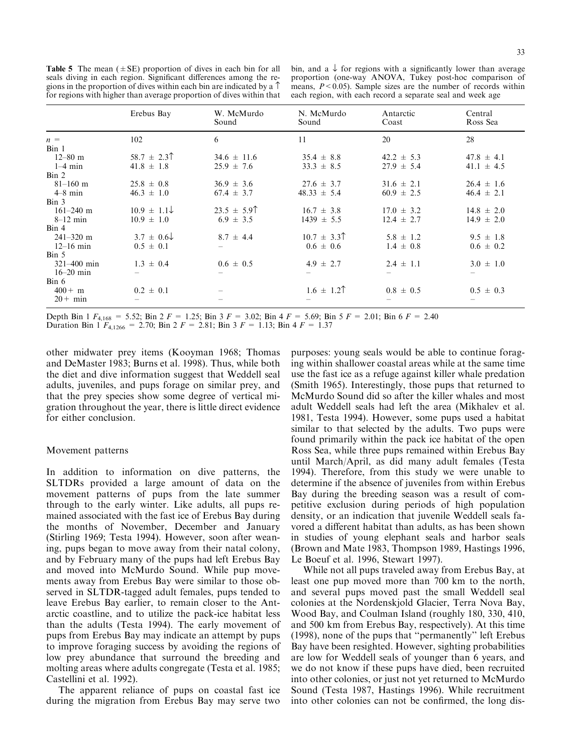**Table 5** The mean (±SE) proportion of dives in each bin for all seals diving in each region. Significant differences among the regions in the proportion of dives within each bin are indicated by a ↑ for regions with higher than average proportion of dives within that bin, and a ↓ for regions with a significantly lower than average proportion (one-way ANOVA, Tukey post-hoc comparison of means, $P < 0.05$). Sample sizes are the number of records within each region, with each record a separate seal and week age

| | Erebus Bay | W. McMurdo Sound | N. McMurdo Sound | Antarctic Coast | Central Ross Sea |
|---|---|---|---|---|---|
| $n$ = | 102 | 6 | 11 | 20 | 28 |
| Bin 1 | | | | | |
| 12–80 m | 58.7 ± 2.3↑ | 34.6 ± 11.6 | 35.4 ± 8.8 | 42.2 ± 5.3 | 47.8 ± 4.1 |
| 1–4 min | 41.8 ± 1.8 | 25.9 ± 7.6 | 33.3 ± 8.5 | 27.9 ± 5.4 | 41.1 ± 4.5 |
| Bin 2 | | | | | |
| 81–160 m | 25.8 ± 0.8 | 36.9 ± 3.6 | 27.6 ± 3.7 | 31.6 ± 2.1 | 26.4 ± 1.6 |
| 4–8 min | 46.3 ± 1.0 | 67.4 ± 3.7 | 48.33 ± 5.4 | 60.9 ± 2.5 | 46.4 ± 2.1 |
| Bin 3 | | | | | |
| 161–240 m | 10.9 ± 1.1↓ | 23.5 ± 5.9↑ | 16.7 ± 3.8 | 17.0 ± 3.2 | 14.8 ± 2.0 |
| 8–12 min | 10.9 ± 1.0 | 6.9 ± 3.5 | 1439 ± 5.5 | 12.4 ± 2.7 | 14.9 ± 2.0 |
| Bin 4 | | | | | |
| 241–320 m | 3.7 ± 0.6↓ | 8.7 ± 4.4 | 10.7 ± 3.3↑ | 5.8 ± 1.2 | 9.5 ± 1.8 |
| 12–16 min | 0.5 ± 0.1 | – | 0.6 ± 0.6 | 1.4 ± 0.8 | 0.6 ± 0.2 |
| Bin 5 | | | | | |
| 321–400 min | 1.3 ± 0.4 | 0.6 ± 0.5 | 4.9 ± 2.7 | 2.4 ± 1.1 | 3.0 ± 1.0 |
| 16–20 min | – | – | – | – | – |
| Bin 6 | | | | | |
| 400 + m | 0.2 ± 0.1 | – | 1.6 ± 1.2↑ | 0.8 ± 0.5 | 0.5 ± 0.3 |
| 20 + min | – | – | – | – | – |

Depth Bin 1 $F_{4,168}$ = 5.52; Bin 2 $F$ = 1.25; Bin 3 $F$ = 3.02; Bin 4 $F$ = 5.69; Bin 5 $F$ = 2.01; Bin 6 $F$ = 2.40
Duration Bin 1 $F_{4,1266}$ = 2.70; Bin 2 $F$ = 2.81; Bin 3 $F$ = 1.13; Bin 4 $F$ = 1.37

other midwater prey items (Kooyman 1968; Thomas and DeMaster 1983; Burns et al. 1998). Thus, while both the diet and dive information suggest that Weddell seal adults, juveniles, and pups forage on similar prey, and that the prey species show some degree of vertical migration throughout the year, there is little direct evidence for either conclusion.

## Movement patterns

In addition to information on dive patterns, the SLTDRs provided a large amount of data on the movement patterns of pups from the late summer through to the early winter. Like adults, all pups remained associated with the fast ice of Erebus Bay during the months of November, December and January (Stirling 1969; Testa 1994). However, soon after weaning, pups began to move away from their natal colony, and by February many of the pups had left Erebus Bay and moved into McMurdo Sound. While pup movements away from Erebus Bay were similar to those observed in SLTDR-tagged adult females, pups tended to leave Erebus Bay earlier, to remain closer to the Antarctic coastline, and to utilize the pack-ice habitat less than the adults (Testa 1994). The early movement of pups from Erebus Bay may indicate an attempt by pups to improve foraging success by avoiding the regions of low prey abundance that surround the breeding and molting areas where adults congregate (Testa et al. 1985; Castellini et al. 1992).

The apparent reliance of pups on coastal fast ice during the migration from Erebus Bay may serve two purposes: young seals would be able to continue foraging within shallower coastal areas while at the same time use the fast ice as a refuge against killer whale predation (Smith 1965). Interestingly, those pups that returned to McMurdo Sound did so after the killer whales and most adult Weddell seals had left the area (Mikhalev et al. 1981, Testa 1994). However, some pups used a habitat similar to that selected by the adults. Two pups were found primarily within the pack ice habitat of the open Ross Sea, while three pups remained within Erebus Bay until March/April, as did many adult females (Testa 1994). Therefore, from this study we were unable to determine if the absence of juveniles from within Erebus Bay during the breeding season was a result of competitive exclusion during periods of high population density, or an indication that juvenile Weddell seals favored a different habitat than adults, as has been shown in studies of young elephant seals and harbor seals (Brown and Mate 1983, Thompson 1989, Hastings 1996, Le Boeuf et al. 1996, Stewart 1997).

While not all pups traveled away from Erebus Bay, at least one pup moved more than 700 km to the north, and several pups moved past the small Weddell seal colonies at the Nordenskjold Glacier, Terra Nova Bay, Wood Bay, and Coulman Island (roughly 180, 330, 410, and 500 km from Erebus Bay, respectively). At this time (1998), none of the pups that "permanently" left Erebus Bay have been resighted. However, sighting probabilities are low for Weddell seals of younger than 6 years, and we do not know if these pups have died, been recruited into other colonies, or just not yet returned to McMurdo Sound (Testa 1987, Hastings 1996). While recruitment into other colonies can not be confirmed, the long dis-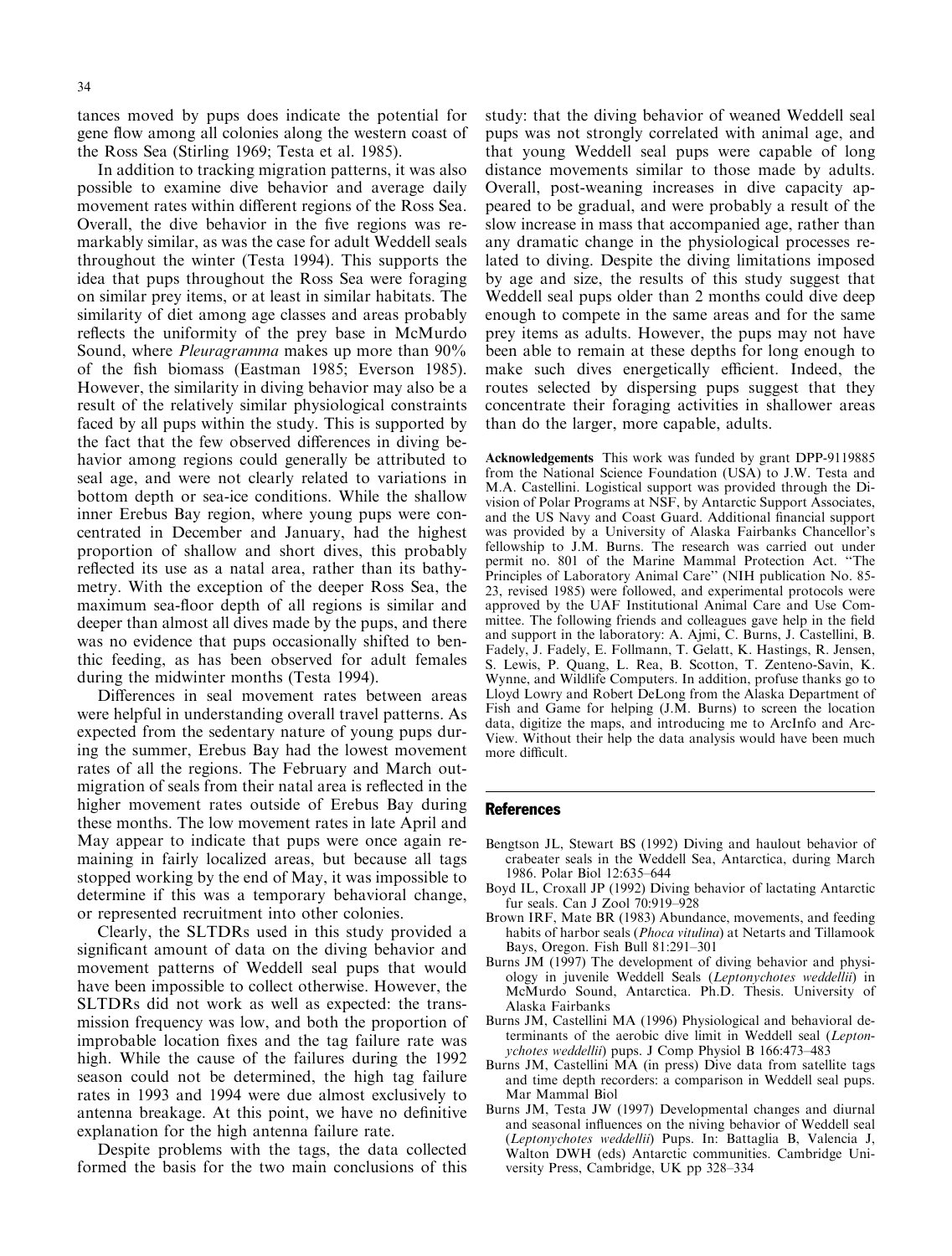tances moved by pups does indicate the potential for gene flow among all colonies along the western coast of the Ross Sea (Stirling 1969; Testa et al. 1985).

In addition to tracking migration patterns, it was also possible to examine dive behavior and average daily movement rates within different regions of the Ross Sea. Overall, the dive behavior in the five regions was remarkably similar, as was the case for adult Weddell seals throughout the winter (Testa 1994). This supports the idea that pups throughout the Ross Sea were foraging on similar prey items, or at least in similar habitats. The similarity of diet among age classes and areas probably reflects the uniformity of the prey base in McMurdo Sound, where *Pleuragramma* makes up more than 90% of the fish biomass (Eastman 1985; Everson 1985). However, the similarity in diving behavior may also be a result of the relatively similar physiological constraints faced by all pups within the study. This is supported by the fact that the few observed differences in diving behavior among regions could generally be attributed to seal age, and were not clearly related to variations in bottom depth or sea-ice conditions. While the shallow inner Erebus Bay region, where young pups were concentrated in December and January, had the highest proportion of shallow and short dives, this probably reflected its use as a natal area, rather than its bathymetry. With the exception of the deeper Ross Sea, the maximum sea-floor depth of all regions is similar and deeper than almost all dives made by the pups, and there was no evidence that pups occasionally shifted to benthic feeding, as has been observed for adult females during the midwinter months (Testa 1994).

Differences in seal movement rates between areas were helpful in understanding overall travel patterns. As expected from the sedentary nature of young pups during the summer, Erebus Bay had the lowest movement rates of all the regions. The February and March outmigration of seals from their natal area is reflected in the higher movement rates outside of Erebus Bay during these months. The low movement rates in late April and May appear to indicate that pups were once again remaining in fairly localized areas, but because all tags stopped working by the end of May, it was impossible to determine if this was a temporary behavioral change, or represented recruitment into other colonies.

Clearly, the SLTDRs used in this study provided a significant amount of data on the diving behavior and movement patterns of Weddell seal pups that would have been impossible to collect otherwise. However, the SLTDRs did not work as well as expected: the transmission frequency was low, and both the proportion of improbable location fixes and the tag failure rate was high. While the cause of the failures during the 1992 season could not be determined, the high tag failure rates in 1993 and 1994 were due almost exclusively to antenna breakage. At this point, we have no definitive explanation for the high antenna failure rate.

Despite problems with the tags, the data collected formed the basis for the two main conclusions of this study: that the diving behavior of weaned Weddell seal pups was not strongly correlated with animal age, and that young Weddell seal pups were capable of long distance movements similar to those made by adults. Overall, post-weaning increases in dive capacity appeared to be gradual, and were probably a result of the slow increase in mass that accompanied age, rather than any dramatic change in the physiological processes related to diving. Despite the diving limitations imposed by age and size, the results of this study suggest that Weddell seal pups older than 2 months could dive deep enough to compete in the same areas and for the same prey items as adults. However, the pups may not have been able to remain at these depths for long enough to make such dives energetically efficient. Indeed, the routes selected by dispersing pups suggest that they concentrate their foraging activities in shallower areas than do the larger, more capable, adults.

**Acknowledgements** This work was funded by grant DPP-9119885 from the National Science Foundation (USA) to J.W. Testa and M.A. Castellini. Logistical support was provided through the Division of Polar Programs at NSF, by Antarctic Support Associates, and the US Navy and Coast Guard. Additional financial support was provided by a University of Alaska Fairbanks Chancellor's fellowship to J.M. Burns. The research was carried out under permit no. 801 of the Marine Mammal Protection Act. "The Principles of Laboratory Animal Care" (NIH publication No. 85-23, revised 1985) were followed, and experimental protocols were approved by the UAF Institutional Animal Care and Use Committee. The following friends and colleagues gave help in the field and support in the laboratory: A. Ajmi, C. Burns, J. Castellini, B. Fadely, J. Fadely, E. Follmann, T. Gelatt, K. Hastings, R. Jensen, S. Lewis, P. Quang, L. Rea, B. Scotton, T. Zenteno-Savin, K. Wynne, and Wildlife Computers. In addition, profuse thanks go to Lloyd Lowry and Robert DeLong from the Alaska Department of Fish and Game for helping (J.M. Burns) to screen the location data, digitize the maps, and introducing me to ArcInfo and ArcView. Without their help the data analysis would have been much more difficult.

## References

- Bengtson JL, Stewart BS (1992) Diving and haulout behavior of crabeater seals in the Weddell Sea, Antarctica, during March 1986. Polar Biol 12:635–644
- Boyd IL, Croxall JP (1992) Diving behavior of lactating Antarctic fur seals. Can J Zool 70:919–928
- Brown IRF, Mate BR (1983) Abundance, movements, and feeding habits of harbor seals (*Phoca vitulina*) at Netarts and Tillamook Bays, Oregon. Fish Bull 81:291–301
- Burns JM (1997) The development of diving behavior and physiology in juvenile Weddell Seals (*Leptonychotes weddellii*) in McMurdo Sound, Antarctica. Ph.D. Thesis. University of Alaska Fairbanks
- Burns JM, Castellini MA (1996) Physiological and behavioral determinants of the aerobic dive limit in Weddell seal (*Leptonychotes weddellii*) pups. J Comp Physiol B 166:473–483
- Burns JM, Castellini MA (in press) Dive data from satellite tags and time depth recorders: a comparison in Weddell seal pups. Mar Mammal Biol
- Burns JM, Testa JW (1997) Developmental changes and diurnal and seasonal influences on the niving behavior of Weddell seal (*Leptonychotes weddellii*) Pups. In: Battaglia B, Valencia J, Walton DWH (eds) Antarctic communities. Cambridge University Press, Cambridge, UK pp 328–334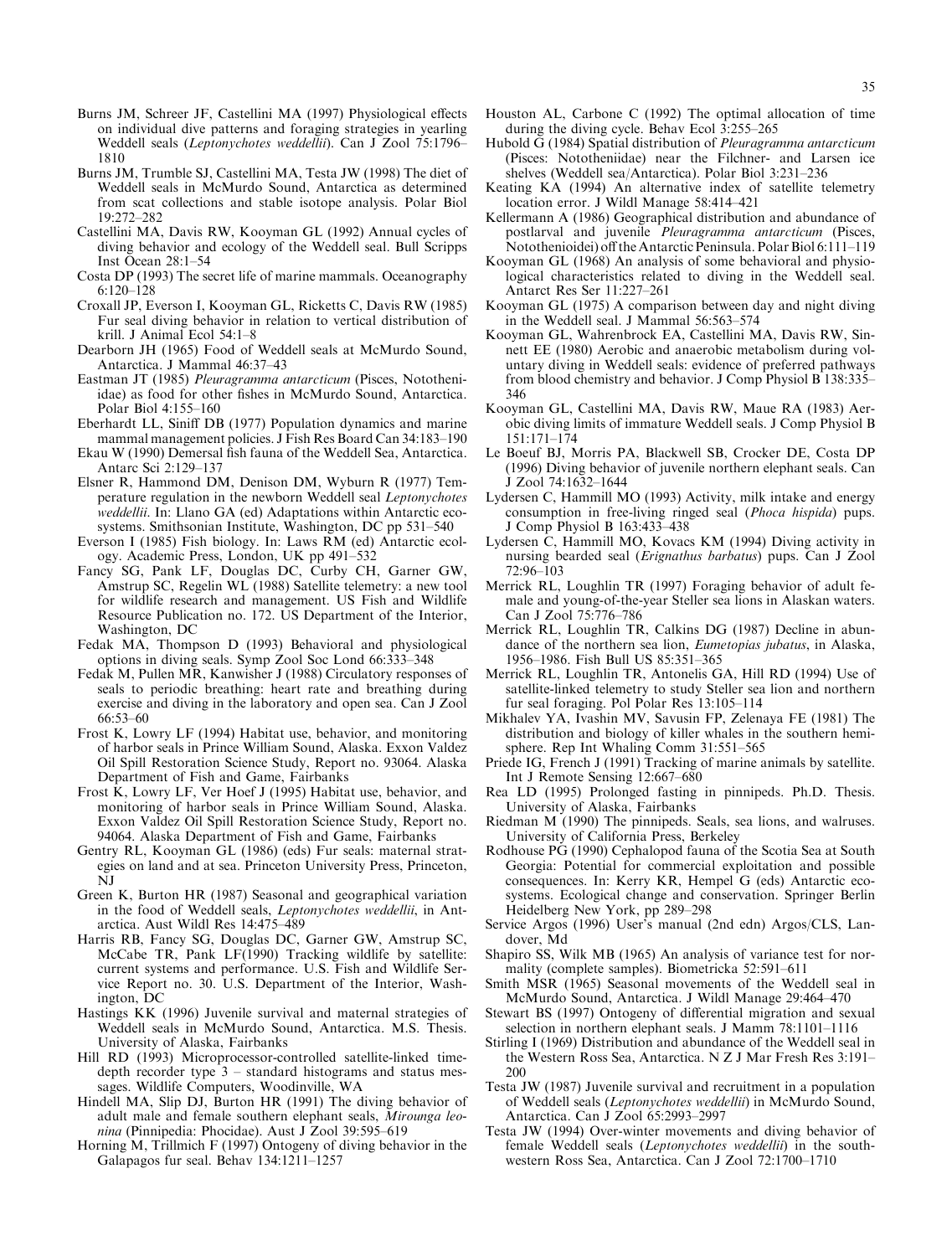Burns JM, Schreer JF, Castellini MA (1997) Physiological effects on individual dive patterns and foraging strategies in yearling Weddell seals (*Leptonychotes weddellii*). Can J Zool 75:1796–1810

Burns JM, Trumble SJ, Castellini MA, Testa JW (1998) The diet of Weddell seals in McMurdo Sound, Antarctica as determined from scat collections and stable isotope analysis. Polar Biol 19:272–282

Castellini MA, Davis RW, Kooyman GL (1992) Annual cycles of diving behavior and ecology of the Weddell seal. Bull Scripps Inst Ocean 28:1–54

Costa DP (1993) The secret life of marine mammals. Oceanography 6:120–128

Croxall JP, Everson I, Kooyman GL, Ricketts C, Davis RW (1985) Fur seal diving behavior in relation to vertical distribution of krill. J Animal Ecol 54:1–8

Dearborn JH (1965) Food of Weddell seals at McMurdo Sound, Antarctica. J Mammal 46:37–43

Eastman JT (1985) *Pleuragramma antarcticum* (Pisces, Nototheniidae) as food for other fishes in McMurdo Sound, Antarctica. Polar Biol 4:155–160

Eberhardt LL, Siniff DB (1977) Population dynamics and marine mammal management policies. J Fish Res Board Can 34:183–190

Ekau W (1990) Demersal fish fauna of the Weddell Sea, Antarctica. Antarc Sci 2:129–137

Elsner R, Hammond DM, Denison DM, Wyburn R (1977) Temperature regulation in the newborn Weddell seal *Leptonychotes weddellii*. In: Llano GA (ed) Adaptations within Antarctic ecosystems. Smithsonian Institute, Washington, DC pp 531–540

Everson I (1985) Fish biology. In: Laws RM (ed) Antarctic ecology. Academic Press, London, UK pp 491–532

Fancy SG, Pank LF, Douglas DC, Curby CH, Garner GW, Amstrup SC, Regelin WL (1988) Satellite telemetry: a new tool for wildlife research and management. US Fish and Wildlife Resource Publication no. 172. US Department of the Interior, Washington, DC

Fedak MA, Thompson D (1993) Behavioral and physiological options in diving seals. Symp Zool Soc Lond 66:333–348

Fedak M, Pullen MR, Kanwisher J (1988) Circulatory responses of seals to periodic breathing: heart rate and breathing during exercise and diving in the laboratory and open sea. Can J Zool 66:53–60

Frost K, Lowry LF (1994) Habitat use, behavior, and monitoring of harbor seals in Prince William Sound, Alaska. Exxon Valdez Oil Spill Restoration Science Study, Report no. 93064. Alaska Department of Fish and Game, Fairbanks

Frost K, Lowry LF, Ver Hoef J (1995) Habitat use, behavior, and monitoring of harbor seals in Prince William Sound, Alaska. Exxon Valdez Oil Spill Restoration Science Study, Report no. 94064. Alaska Department of Fish and Game, Fairbanks

Gentry RL, Kooyman GL (1986) (eds) Fur seals: maternal strategies on land and at sea. Princeton University Press, Princeton, NJ

Green K, Burton HR (1987) Seasonal and geographical variation in the food of Weddell seals, *Leptonychotes weddellii*, in Antarctica. Aust Wildl Res 14:475–489

Harris RB, Fancy SG, Douglas DC, Garner GW, Amstrup SC, McCabe TR, Pank LF(1990) Tracking wildlife by satellite: current systems and performance. U.S. Fish and Wildlife Service Report no. 30. U.S. Department of the Interior, Washington, DC

Hastings KK (1996) Juvenile survival and maternal strategies of Weddell seals in McMurdo Sound, Antarctica. M.S. Thesis. University of Alaska, Fairbanks

Hill RD (1993) Microprocessor-controlled satellite-linked time-depth recorder type 3 – standard histograms and status messages. Wildlife Computers, Woodinville, WA

Hindell MA, Slip DJ, Burton HR (1991) The diving behavior of adult male and female southern elephant seals, *Mirounga leonina* (Pinnipedia: Phocidae). Aust J Zool 39:595–619

Horning M, Trillmich F (1997) Ontogeny of diving behavior in the Galapagos fur seal. Behav 134:1211–1257

Houston AL, Carbone C (1992) The optimal allocation of time during the diving cycle. Behav Ecol 3:255–265

Hubold G (1984) Spatial distribution of *Pleuragramma antarcticum* (Pisces: Nototheniidae) near the Filchner- and Larsen ice shelves (Weddell sea/Antarctica). Polar Biol 3:231–236

Keating KA (1994) An alternative index of satellite telemetry location error. J Wildl Manage 58:414–421

Kellermann A (1986) Geographical distribution and abundance of postlarval and juvenile *Pleuragramma antarcticum* (Pisces, Notothenioidei) off the Antarctic Peninsula. Polar Biol 6:111–119

Kooyman GL (1968) An analysis of some behavioral and physiological characteristics related to diving in the Weddell seal. Antarct Res Ser 11:227–261

Kooyman GL (1975) A comparison between day and night diving in the Weddell seal. J Mammal 56:563–574

Kooyman GL, Wahrenbrock EA, Castellini MA, Davis RW, Sinnett EE (1980) Aerobic and anaerobic metabolism during voluntary diving in Weddell seals: evidence of preferred pathways from blood chemistry and behavior. J Comp Physiol B 138:335–346

Kooyman GL, Castellini MA, Davis RW, Maue RA (1983) Aerobic diving limits of immature Weddell seals. J Comp Physiol B 151:171–174

Le Boeuf BJ, Morris PA, Blackwell SB, Crocker DE, Costa DP (1996) Diving behavior of juvenile northern elephant seals. Can J Zool 74:1632–1644

Lydersen C, Hammill MO (1993) Activity, milk intake and energy consumption in free-living ringed seal (*Phoca hispida*) pups. J Comp Physiol B 163:433–438

Lydersen C, Hammill MO, Kovacs KM (1994) Diving activity in nursing bearded seal (*Erignathus barbatus*) pups. Can J Zool 72:96–103

Merrick RL, Loughlin TR (1997) Foraging behavior of adult female and young-of-the-year Steller sea lions in Alaskan waters. Can J Zool 75:776–786

Merrick RL, Loughlin TR, Calkins DG (1987) Decline in abundance of the northern sea lion, *Eumetopias jubatus*, in Alaska, 1956–1986. Fish Bull US 85:351–365

Merrick RL, Loughlin TR, Antonelis GA, Hill RD (1994) Use of satellite-linked telemetry to study Steller sea lion and northern fur seal foraging. Pol Polar Res 13:105–114

Mikhalev YA, Ivashin MV, Savusin FP, Zelenaya FE (1981) The distribution and biology of killer whales in the southern hemisphere. Rep Int Whaling Comm 31:551–565

Priede IG, French J (1991) Tracking of marine animals by satellite. Int J Remote Sensing 12:667–680

Rea LD (1995) Prolonged fasting in pinnipeds. Ph.D. Thesis. University of Alaska, Fairbanks

Riedman M (1990) The pinnipeds. Seals, sea lions, and walruses. University of California Press, Berkeley

Rodhouse PG (1990) Cephalopod fauna of the Scotia Sea at South Georgia: Potential for commercial exploitation and possible consequences. In: Kerry KR, Hempel G (eds) Antarctic ecosystems. Ecological change and conservation. Springer Berlin Heidelberg New York, pp 289–298

Service Argos (1996) User's manual (2nd edn) Argos/CLS, Landover, Md

Shapiro SS, Wilk MB (1965) An analysis of variance test for normality (complete samples). Biometricka 52:591–611

Smith MSR (1965) Seasonal movements of the Weddell seal in McMurdo Sound, Antarctica. J Wildl Manage 29:464–470

Stewart BS (1997) Ontogeny of differential migration and sexual selection in northern elephant seals. J Mamm 78:1101–1116

Stirling I (1969) Distribution and abundance of the Weddell seal in the Western Ross Sea, Antarctica. N Z J Mar Fresh Res 3:191–200

Testa JW (1987) Juvenile survival and recruitment in a population of Weddell seals (*Leptonychotes weddellii*) in McMurdo Sound, Antarctica. Can J Zool 65:2993–2997

Testa JW (1994) Over-winter movements and diving behavior of female Weddell seals (*Leptonychotes weddellii*) in the southwestern Ross Sea, Antarctica. Can J Zool 72:1700–1710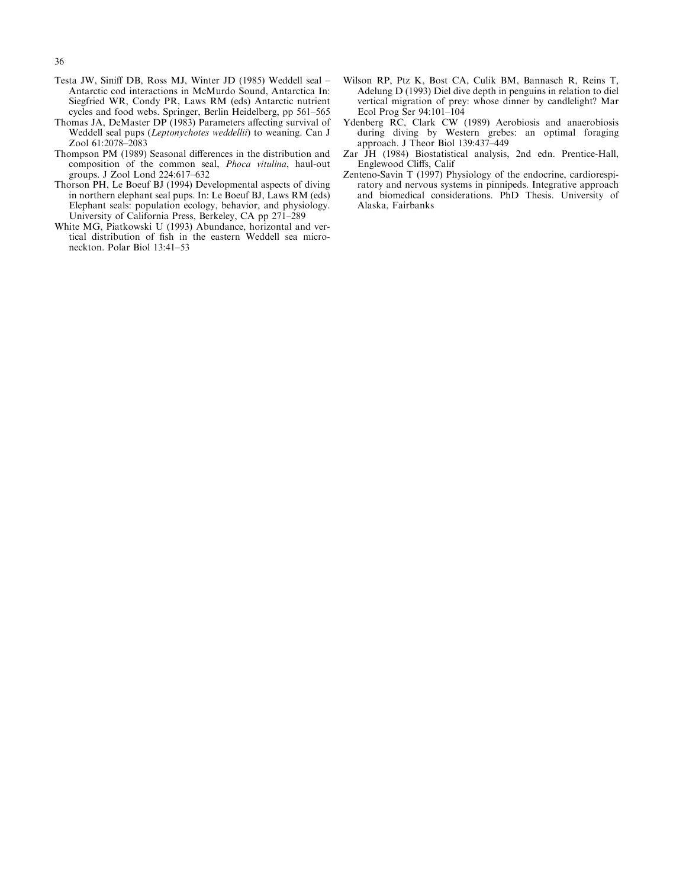Testa JW, Siniff DB, Ross MJ, Winter JD (1985) Weddell seal – Antarctic cod interactions in McMurdo Sound, Antarctica In: Siegfried WR, Condy PR, Laws RM (eds) Antarctic nutrient cycles and food webs. Springer, Berlin Heidelberg, pp 561–565

Thomas JA, DeMaster DP (1983) Parameters affecting survival of Weddell seal pups (*Leptonychotes weddellii*) to weaning. Can J Zool 61:2078–2083

Thompson PM (1989) Seasonal differences in the distribution and composition of the common seal, *Phoca vitulina*, haul-out groups. J Zool Lond 224:617–632

Thorson PH, Le Boeuf BJ (1994) Developmental aspects of diving in northern elephant seal pups. In: Le Boeuf BJ, Laws RM (eds) Elephant seals: population ecology, behavior, and physiology. University of California Press, Berkeley, CA pp 271–289

White MG, Piatkowski U (1993) Abundance, horizontal and vertical distribution of fish in the eastern Weddell sea micronekton. Polar Biol 13:41–53

Wilson RP, Ptz K, Bost CA, Culik BM, Bannasch R, Reins T, Adelung D (1993) Diel dive depth in penguins in relation to diel vertical migration of prey: whose dinner by candlelight? Mar Ecol Prog Ser 94:101–104

Ydenberg RC, Clark CW (1989) Aerobiosis and anaerobiosis during diving by Western grebes: an optimal foraging approach. J Theor Biol 139:437–449

Zar JH (1984) Biostatistical analysis, 2nd edn. Prentice-Hall, Englewood Cliffs, Calif

Zenteno-Savin T (1997) Physiology of the endocrine, cardiorespiratory and nervous systems in pinnipeds. Integrative approach and biomedical considerations. PhD Thesis. University of Alaska, Fairbanks